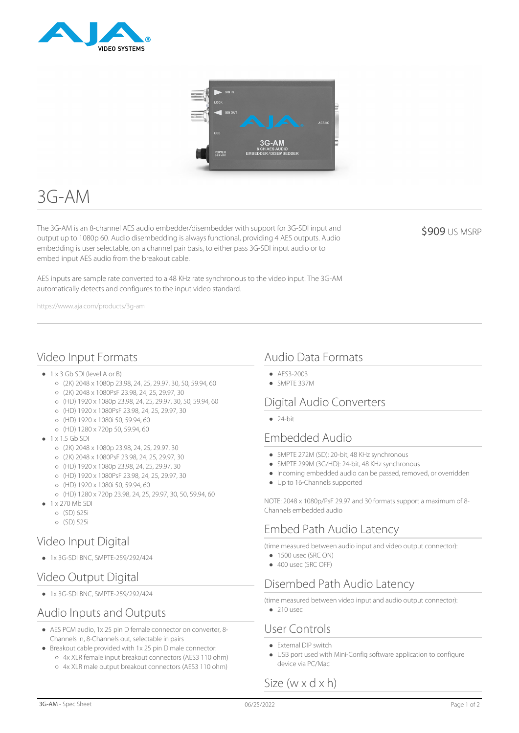# 3G-AM

The 3G-AM is an 8-channel AES audio embedder/disembedder with support for 3G-SDI input and output up to 1080p 60. Audio disembedding is always functional, providing 4 AES outputs. Audio embedding is user selectable, on a channel pair basis, to either pass 3G-SDI input audio or to embed input AES audio from the breakout cable.

AES inputs are sample rate converted to a 48 KHz rate synchronous to the video input. The 3G-AM automatically detects and configures to the input video standard.

https://www.aja.com/products/3g-am

$909 US MSRP

## Video Input Formats

- 1 x 3 Gb SDI (level A or B)
  - (2K) 2048 x 1080p 23.98, 24, 25, 29.97, 30, 50, 59.94, 60
  - (2K) 2048 x 1080PsF 23.98, 24, 25, 29.97, 30
  - (HD) 1920 x 1080p 23.98, 24, 25, 29.97, 30, 50, 59.94, 60
  - (HD) 1920 x 1080PsF 23.98, 24, 25, 29.97, 30
  - (HD) 1920 x 1080i 50, 59.94, 60
  - (HD) 1280 x 720p 50, 59.94, 60
- 1 x 1.5 Gb SDI
  - (2K) 2048 x 1080p 23.98, 24, 25, 29.97, 30
  - (2K) 2048 x 1080PsF 23.98, 24, 25, 29.97, 30
  - (HD) 1920 x 1080p 23.98, 24, 25, 29.97, 30
  - (HD) 1920 x 1080PsF 23.98, 24, 25, 29.97, 30
  - (HD) 1920 x 1080i 50, 59.94, 60
  - (HD) 1280 x 720p 23.98, 24, 25, 29.97, 30, 50, 59.94, 60
- 1 x 270 Mb SDI
  - (SD) 625i
  - (SD) 525i

## Video Input Digital

- 1x 3G-SDI BNC, SMPTE-259/292/424

## Video Output Digital

- 1x 3G-SDI BNC, SMPTE-259/292/424

## Audio Inputs and Outputs

- AES PCM audio, 1x 25 pin D female connector on converter, 8-Channels in, 8-Channels out, selectable in pairs
- Breakout cable provided with 1x 25 pin D male connector:
  - 4x XLR female input breakout connectors (AES3 110 ohm)
  - 4x XLR male output breakout connectors (AES3 110 ohm)

## Audio Data Formats

- AES3-2003
- SMPTE 337M

## Digital Audio Converters

- 24-bit

## Embedded Audio

- SMPTE 272M (SD): 20-bit, 48 KHz synchronous
- SMPTE 299M (3G/HD): 24-bit, 48 KHz synchronous
- Incoming embedded audio can be passed, removed, or overridden
- Up to 16-Channels supported

NOTE: 2048 x 1080p/PsF 29.97 and 30 formats support a maximum of 8-Channels embedded audio

## Embed Path Audio Latency

(time measured between audio input and video output connector):

- 1500 usec (SRC ON)
- 400 usec (SRC OFF)

## Disembed Path Audio Latency

(time measured between video input and audio output connector):

- 210 usec

## User Controls

- External DIP switch
- USB port used with Mini-Config software application to configure device via PC/Mac

## Size (w x d x h)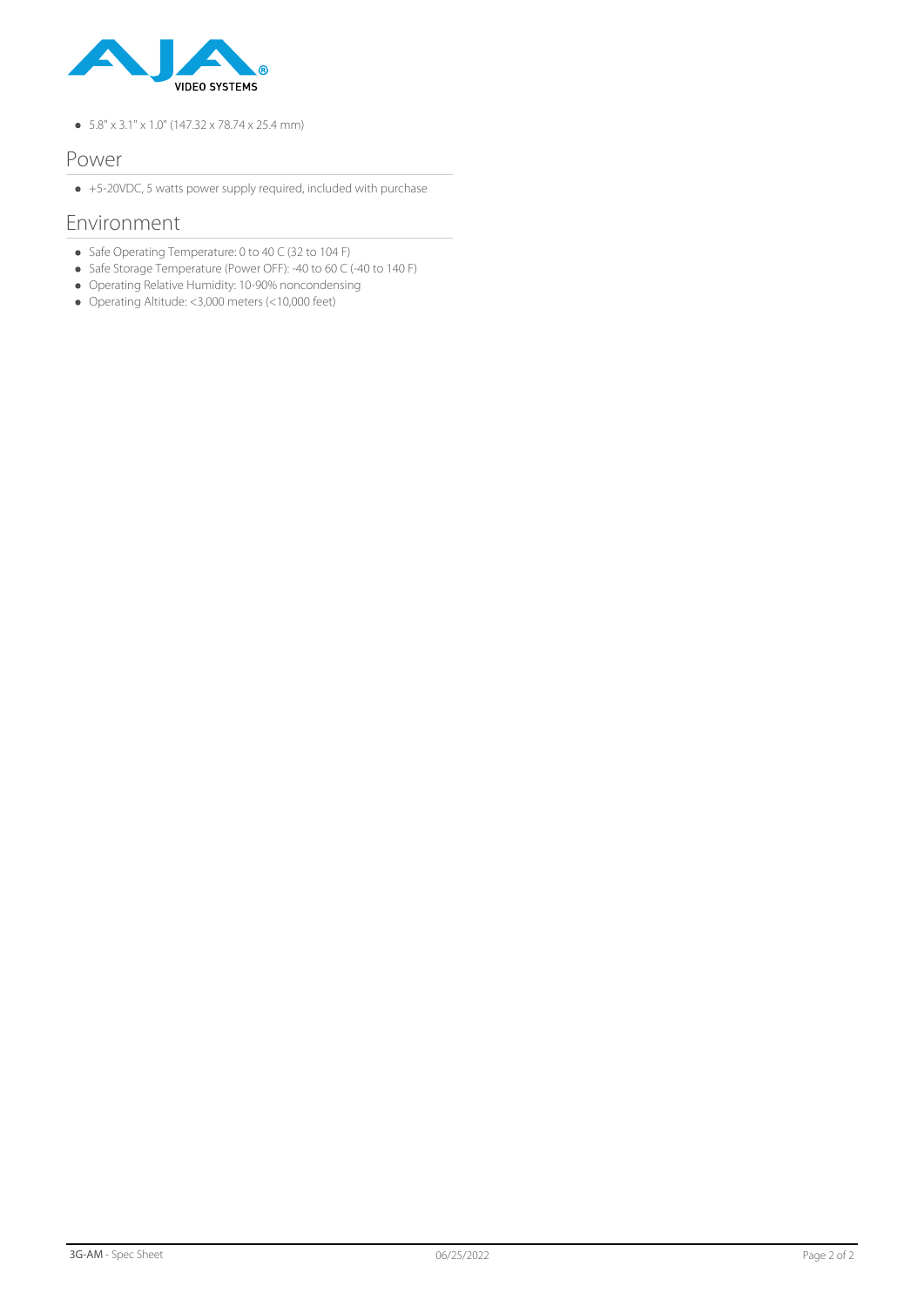- 5.8" x 3.1" x 1.0" (147.32 x 78.74 x 25.4 mm)

## Power

- +5-20VDC, 5 watts power supply required, included with purchase

## Environment

- Safe Operating Temperature: 0 to 40 C (32 to 104 F)
- Safe Storage Temperature (Power OFF): -40 to 60 C (-40 to 140 F)
- Operating Relative Humidity: 10-90% noncondensing
- Operating Altitude: <3,000 meters (<10,000 feet)